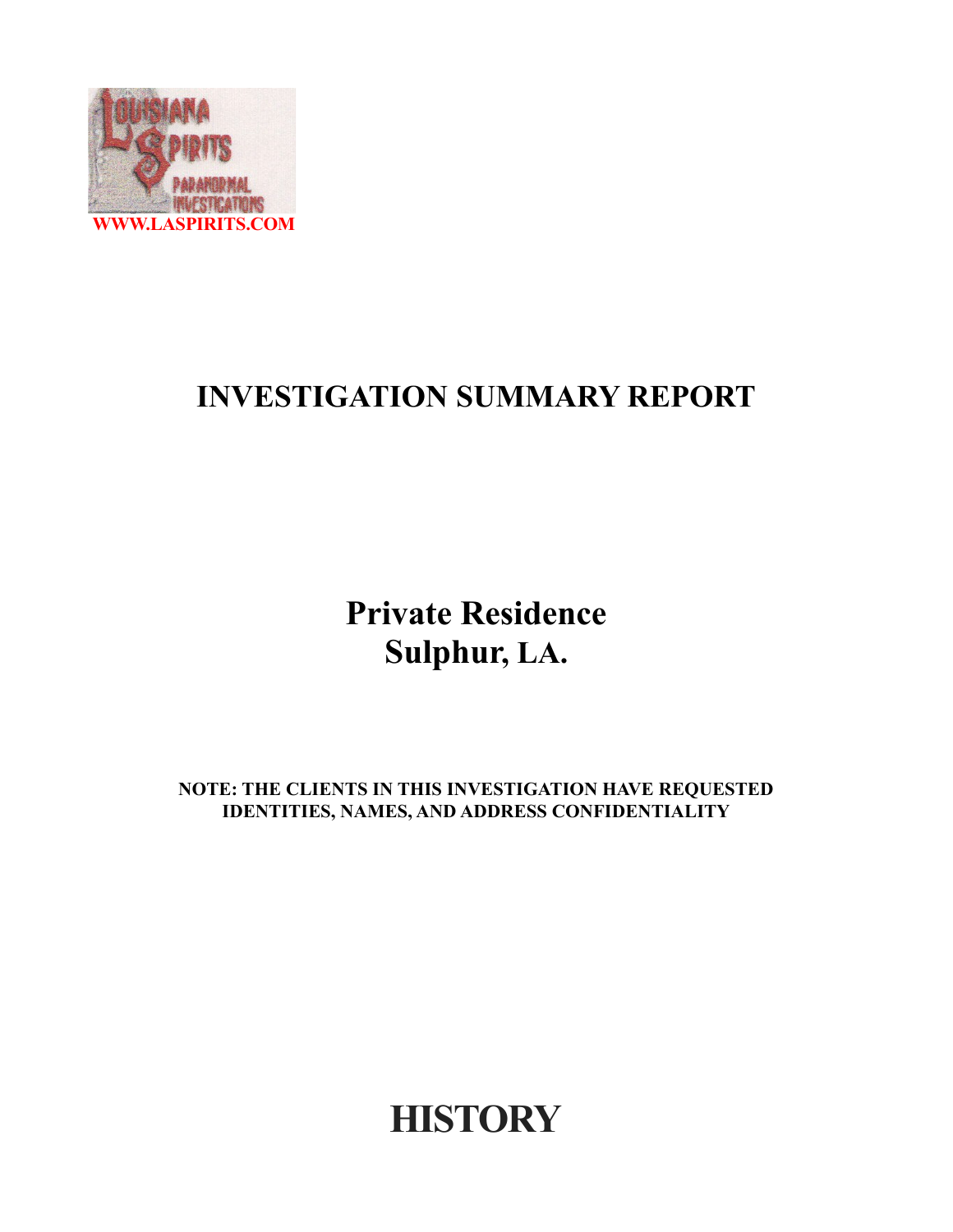WWW.LASPIRITS.COM

# INVESTIGATION SUMMARY REPORT

## Private Residence
## Sulphur, LA.

**NOTE: THE CLIENTS IN THIS INVESTIGATION HAVE REQUESTED IDENTITIES, NAMES, AND ADDRESS CONFIDENTIALITY**

# HISTORY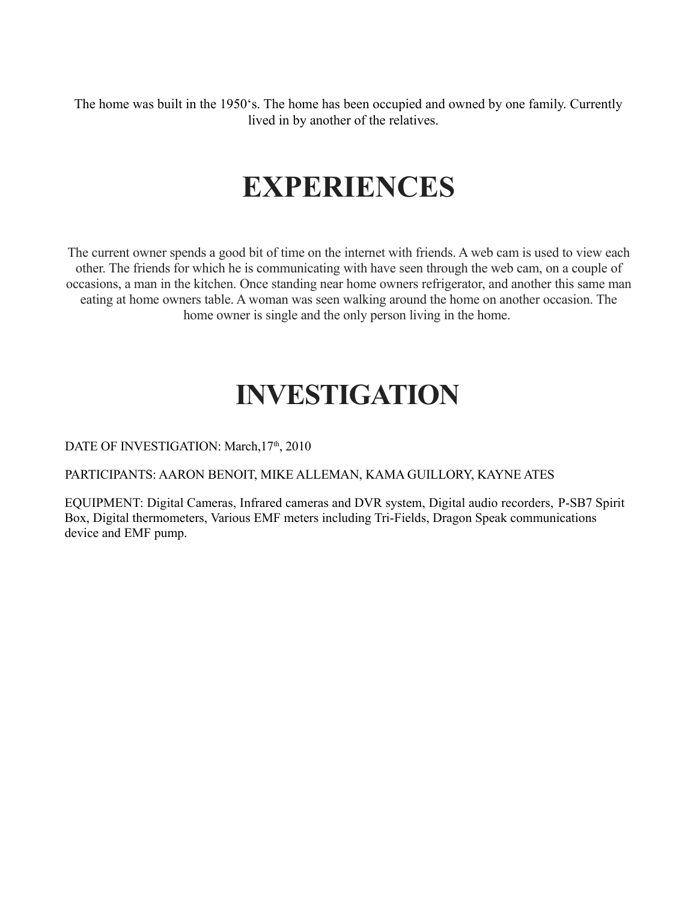The home was built in the 1950's. The home has been occupied and owned by one family. Currently lived in by another of the relatives.

# EXPERIENCES

The current owner spends a good bit of time on the internet with friends. A web cam is used to view each other. The friends for which he is communicating with have seen through the web cam, on a couple of occasions, a man in the kitchen. Once standing near home owners refrigerator, and another this same man eating at home owners table. A woman was seen walking around the home on another occasion. The home owner is single and the only person living in the home.

# INVESTIGATION

DATE OF INVESTIGATION: March,17th, 2010

PARTICIPANTS: AARON BENOIT, MIKE ALLEMAN, KAMA GUILLORY, KAYNE ATES

EQUIPMENT: Digital Cameras, Infrared cameras and DVR system, Digital audio recorders, P-SB7 Spirit Box, Digital thermometers, Various EMF meters including Tri-Fields, Dragon Speak communications device and EMF pump.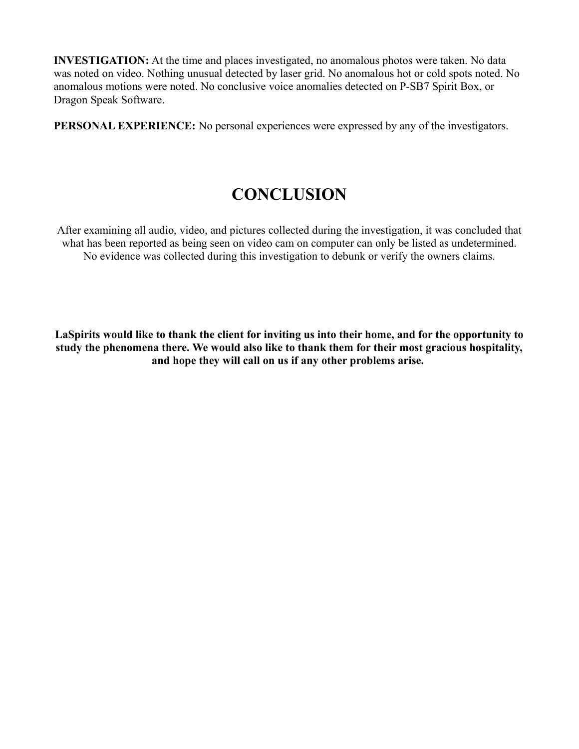**INVESTIGATION:** At the time and places investigated, no anomalous photos were taken. No data was noted on video. Nothing unusual detected by laser grid. No anomalous hot or cold spots noted. No anomalous motions were noted. No conclusive voice anomalies detected on P-SB7 Spirit Box, or Dragon Speak Software.

**PERSONAL EXPERIENCE:** No personal experiences were expressed by any of the investigators.

# CONCLUSION

After examining all audio, video, and pictures collected during the investigation, it was concluded that what has been reported as being seen on video cam on computer can only be listed as undetermined. No evidence was collected during this investigation to debunk or verify the owners claims.

**LaSpirits would like to thank the client for inviting us into their home, and for the opportunity to study the phenomena there. We would also like to thank them for their most gracious hospitality, and hope they will call on us if any other problems arise.**